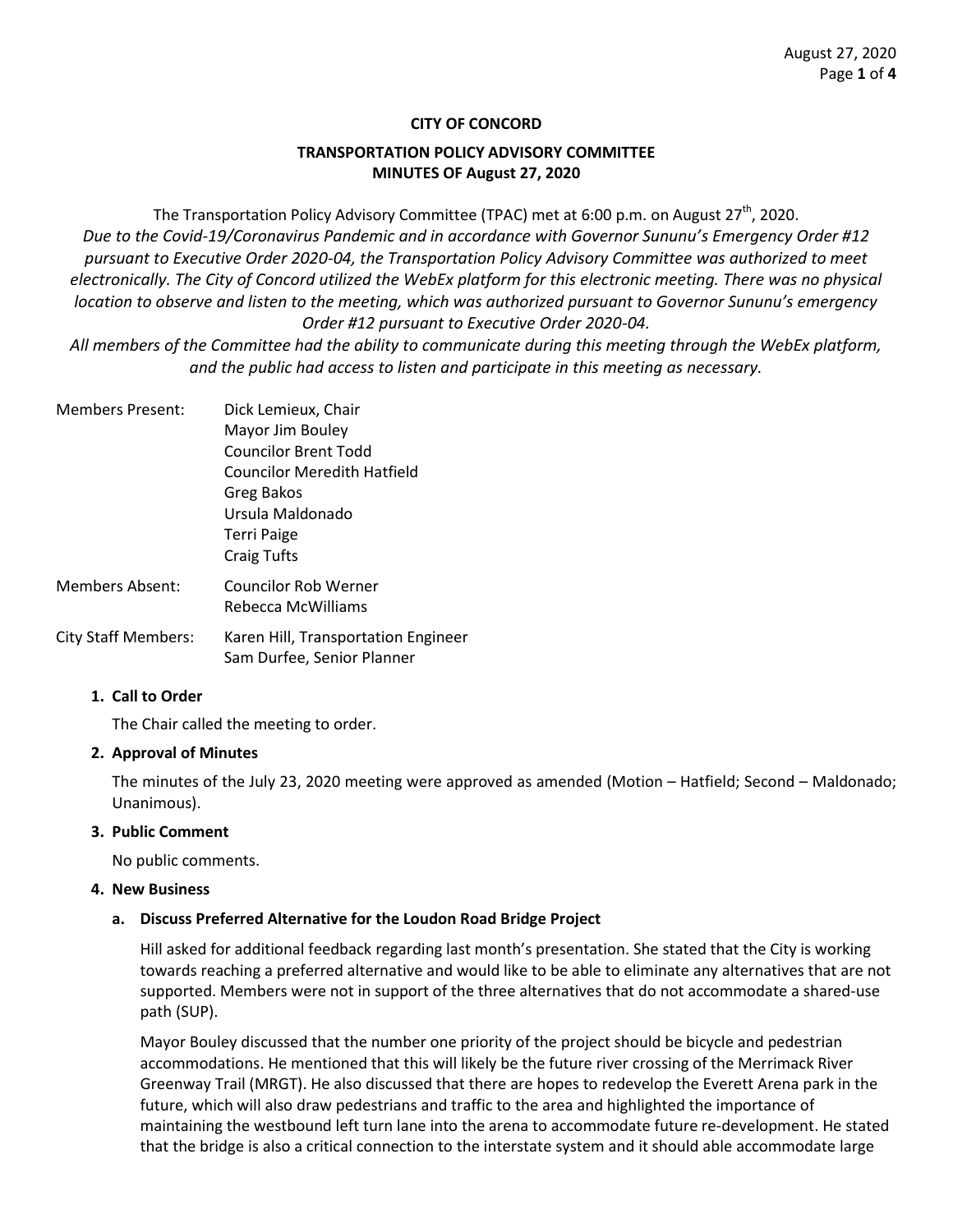**CITY OF CONCORD**

**TRANSPORTATION POLICY ADVISORY COMMITTEE**
**MINUTES OF August 27, 2020**

The Transportation Policy Advisory Committee (TPAC) met at 6:00 p.m. on August 27th, 2020.
*Due to the Covid-19/Coronavirus Pandemic and in accordance with Governor Sununu's Emergency Order #12 pursuant to Executive Order 2020-04, the Transportation Policy Advisory Committee was authorized to meet electronically. The City of Concord utilized the WebEx platform for this electronic meeting. There was no physical location to observe and listen to the meeting, which was authorized pursuant to Governor Sununu's emergency Order #12 pursuant to Executive Order 2020-04.*
*All members of the Committee had the ability to communicate during this meeting through the WebEx platform, and the public had access to listen and participate in this meeting as necessary.*

Members Present: Dick Lemieux, Chair
Mayor Jim Bouley
Councilor Brent Todd
Councilor Meredith Hatfield
Greg Bakos
Ursula Maldonado
Terri Paige
Craig Tufts

Members Absent: Councilor Rob Werner
Rebecca McWilliams

City Staff Members: Karen Hill, Transportation Engineer
Sam Durfee, Senior Planner

**1. Call to Order**

The Chair called the meeting to order.

**2. Approval of Minutes**

The minutes of the July 23, 2020 meeting were approved as amended (Motion – Hatfield; Second – Maldonado; Unanimous).

**3. Public Comment**

No public comments.

**4. New Business**

**a. Discuss Preferred Alternative for the Loudon Road Bridge Project**

Hill asked for additional feedback regarding last month's presentation. She stated that the City is working towards reaching a preferred alternative and would like to be able to eliminate any alternatives that are not supported. Members were not in support of the three alternatives that do not accommodate a shared-use path (SUP).

Mayor Bouley discussed that the number one priority of the project should be bicycle and pedestrian accommodations. He mentioned that this will likely be the future river crossing of the Merrimack River Greenway Trail (MRGT). He also discussed that there are hopes to redevelop the Everett Arena park in the future, which will also draw pedestrians and traffic to the area and highlighted the importance of maintaining the westbound left turn lane into the arena to accommodate future re-development. He stated that the bridge is also a critical connection to the interstate system and it should able accommodate large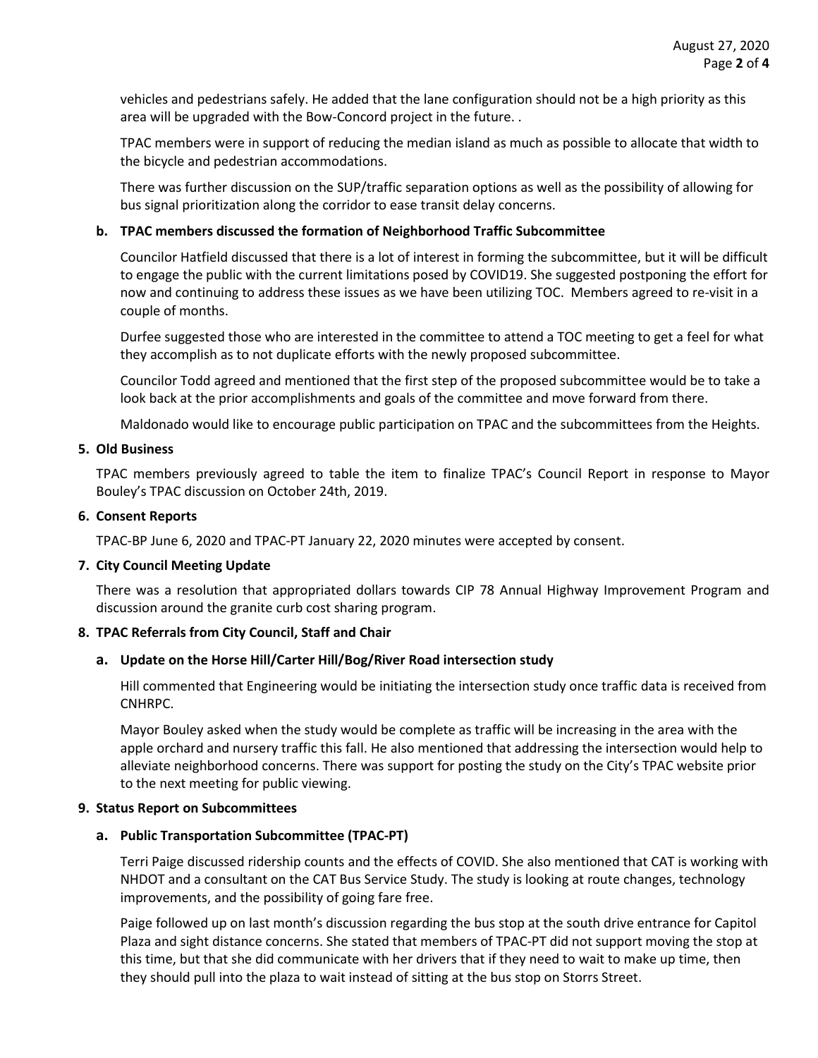vehicles and pedestrians safely. He added that the lane configuration should not be a high priority as this area will be upgraded with the Bow-Concord project in the future. .

TPAC members were in support of reducing the median island as much as possible to allocate that width to the bicycle and pedestrian accommodations.

There was further discussion on the SUP/traffic separation options as well as the possibility of allowing for bus signal prioritization along the corridor to ease transit delay concerns.

**b. TPAC members discussed the formation of Neighborhood Traffic Subcommittee**

Councilor Hatfield discussed that there is a lot of interest in forming the subcommittee, but it will be difficult to engage the public with the current limitations posed by COVID19. She suggested postponing the effort for now and continuing to address these issues as we have been utilizing TOC. Members agreed to re-visit in a couple of months.

Durfee suggested those who are interested in the committee to attend a TOC meeting to get a feel for what they accomplish as to not duplicate efforts with the newly proposed subcommittee.

Councilor Todd agreed and mentioned that the first step of the proposed subcommittee would be to take a look back at the prior accomplishments and goals of the committee and move forward from there.

Maldonado would like to encourage public participation on TPAC and the subcommittees from the Heights.

**5. Old Business**

TPAC members previously agreed to table the item to finalize TPAC's Council Report in response to Mayor Bouley's TPAC discussion on October 24th, 2019.

**6. Consent Reports**

TPAC-BP June 6, 2020 and TPAC-PT January 22, 2020 minutes were accepted by consent.

**7. City Council Meeting Update**

There was a resolution that appropriated dollars towards CIP 78 Annual Highway Improvement Program and discussion around the granite curb cost sharing program.

**8. TPAC Referrals from City Council, Staff and Chair**

**a. Update on the Horse Hill/Carter Hill/Bog/River Road intersection study**

Hill commented that Engineering would be initiating the intersection study once traffic data is received from CNHRPC.

Mayor Bouley asked when the study would be complete as traffic will be increasing in the area with the apple orchard and nursery traffic this fall. He also mentioned that addressing the intersection would help to alleviate neighborhood concerns. There was support for posting the study on the City's TPAC website prior to the next meeting for public viewing.

**9. Status Report on Subcommittees**

**a. Public Transportation Subcommittee (TPAC-PT)**

Terri Paige discussed ridership counts and the effects of COVID. She also mentioned that CAT is working with NHDOT and a consultant on the CAT Bus Service Study. The study is looking at route changes, technology improvements, and the possibility of going fare free.

Paige followed up on last month's discussion regarding the bus stop at the south drive entrance for Capitol Plaza and sight distance concerns. She stated that members of TPAC-PT did not support moving the stop at this time, but that she did communicate with her drivers that if they need to wait to make up time, then they should pull into the plaza to wait instead of sitting at the bus stop on Storrs Street.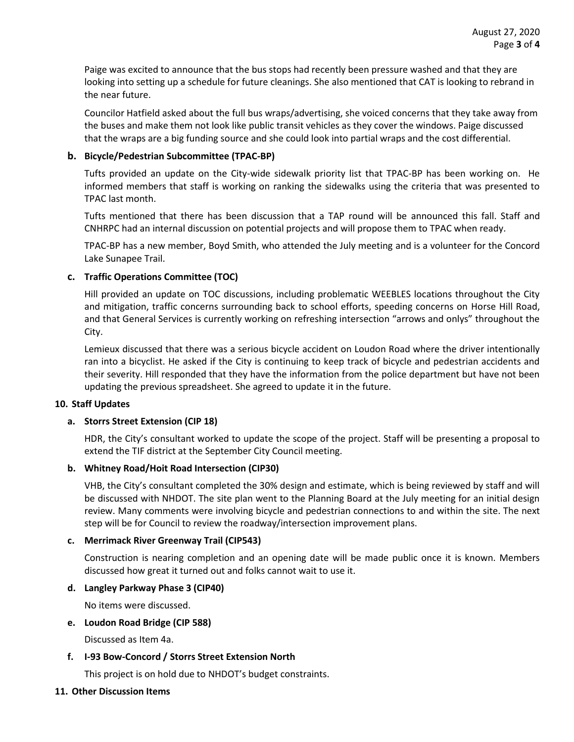Paige was excited to announce that the bus stops had recently been pressure washed and that they are looking into setting up a schedule for future cleanings. She also mentioned that CAT is looking to rebrand in the near future.

Councilor Hatfield asked about the full bus wraps/advertising, she voiced concerns that they take away from the buses and make them not look like public transit vehicles as they cover the windows. Paige discussed that the wraps are a big funding source and she could look into partial wraps and the cost differential.

**b. Bicycle/Pedestrian Subcommittee (TPAC-BP)**

Tufts provided an update on the City-wide sidewalk priority list that TPAC-BP has been working on. He informed members that staff is working on ranking the sidewalks using the criteria that was presented to TPAC last month.

Tufts mentioned that there has been discussion that a TAP round will be announced this fall. Staff and CNHRPC had an internal discussion on potential projects and will propose them to TPAC when ready.

TPAC-BP has a new member, Boyd Smith, who attended the July meeting and is a volunteer for the Concord Lake Sunapee Trail.

**c. Traffic Operations Committee (TOC)**

Hill provided an update on TOC discussions, including problematic WEEBLES locations throughout the City and mitigation, traffic concerns surrounding back to school efforts, speeding concerns on Horse Hill Road, and that General Services is currently working on refreshing intersection "arrows and onlys" throughout the City.

Lemieux discussed that there was a serious bicycle accident on Loudon Road where the driver intentionally ran into a bicyclist. He asked if the City is continuing to keep track of bicycle and pedestrian accidents and their severity. Hill responded that they have the information from the police department but have not been updating the previous spreadsheet. She agreed to update it in the future.

**10. Staff Updates**

**a. Storrs Street Extension (CIP 18)**

HDR, the City's consultant worked to update the scope of the project. Staff will be presenting a proposal to extend the TIF district at the September City Council meeting.

**b. Whitney Road/Hoit Road Intersection (CIP30)**

VHB, the City's consultant completed the 30% design and estimate, which is being reviewed by staff and will be discussed with NHDOT. The site plan went to the Planning Board at the July meeting for an initial design review. Many comments were involving bicycle and pedestrian connections to and within the site. The next step will be for Council to review the roadway/intersection improvement plans.

**c. Merrimack River Greenway Trail (CIP543)**

Construction is nearing completion and an opening date will be made public once it is known. Members discussed how great it turned out and folks cannot wait to use it.

**d. Langley Parkway Phase 3 (CIP40)**

No items were discussed.

**e. Loudon Road Bridge (CIP 588)**

Discussed as Item 4a.

**f. I-93 Bow-Concord / Storrs Street Extension North**

This project is on hold due to NHDOT's budget constraints.

**11. Other Discussion Items**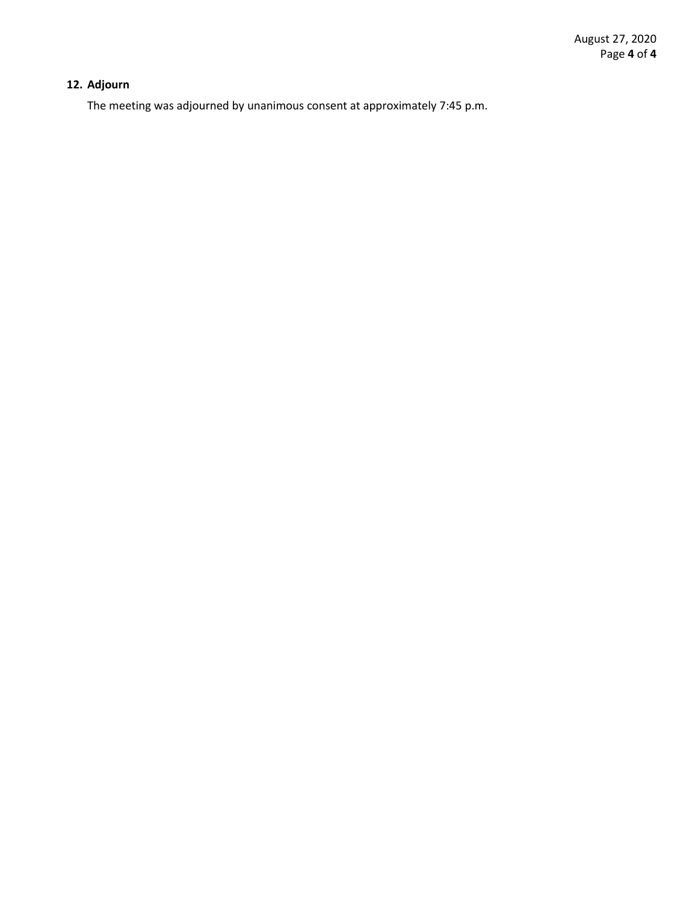## 12. Adjourn

The meeting was adjourned by unanimous consent at approximately 7:45 p.m.